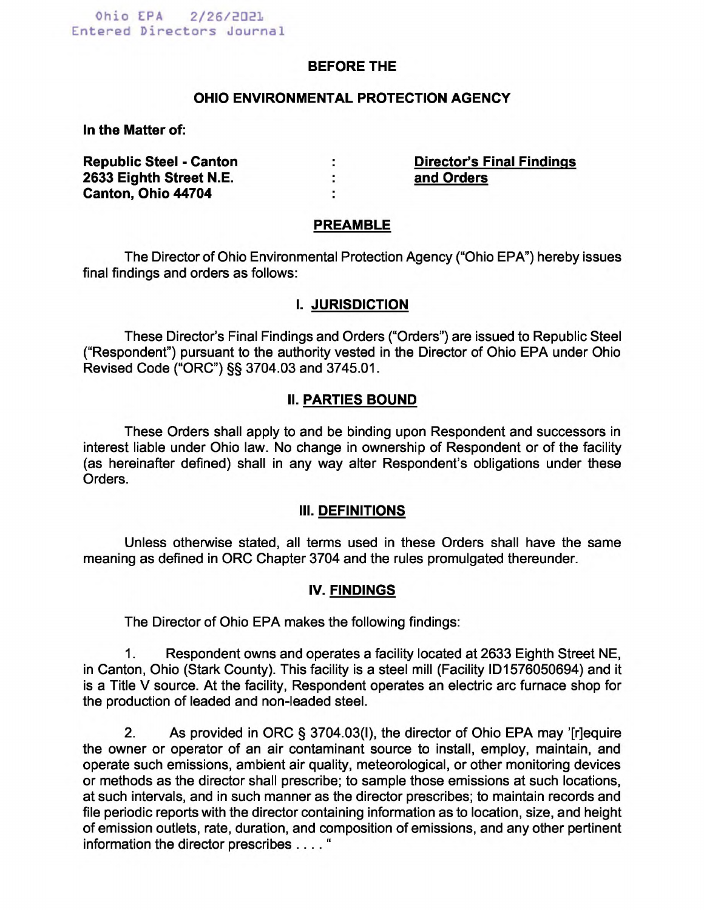Ohio EPA 2/26/2021
Entered Directors Journal

**BEFORE THE**

**OHIO ENVIRONMENTAL PROTECTION AGENCY**

**In the Matter of:**

| | | |
|---|---|---|
| **Republic Steel - Canton** | : | **Director's Final Findings** |
| **2633 Eighth Street N.E.** | : | **and Orders** |
| **Canton, Ohio 44704** | : | |

## PREAMBLE

The Director of Ohio Environmental Protection Agency ("Ohio EPA") hereby issues final findings and orders as follows:

## I. JURISDICTION

These Director's Final Findings and Orders ("Orders") are issued to Republic Steel ("Respondent") pursuant to the authority vested in the Director of Ohio EPA under Ohio Revised Code ("ORC") §§ 3704.03 and 3745.01.

## II. PARTIES BOUND

These Orders shall apply to and be binding upon Respondent and successors in interest liable under Ohio law. No change in ownership of Respondent or of the facility (as hereinafter defined) shall in any way alter Respondent's obligations under these Orders.

## III. DEFINITIONS

Unless otherwise stated, all terms used in these Orders shall have the same meaning as defined in ORC Chapter 3704 and the rules promulgated thereunder.

## IV. FINDINGS

The Director of Ohio EPA makes the following findings:

1. Respondent owns and operates a facility located at 2633 Eighth Street NE, in Canton, Ohio (Stark County). This facility is a steel mill (Facility ID1576050694) and it is a Title V source. At the facility, Respondent operates an electric arc furnace shop for the production of leaded and non-leaded steel.

2. As provided in ORC § 3704.03(I), the director of Ohio EPA may '[r]equire the owner or operator of an air contaminant source to install, employ, maintain, and operate such emissions, ambient air quality, meteorological, or other monitoring devices or methods as the director shall prescribe; to sample those emissions at such locations, at such intervals, and in such manner as the director prescribes; to maintain records and file periodic reports with the director containing information as to location, size, and height of emission outlets, rate, duration, and composition of emissions, and any other pertinent information the director prescribes . . . . "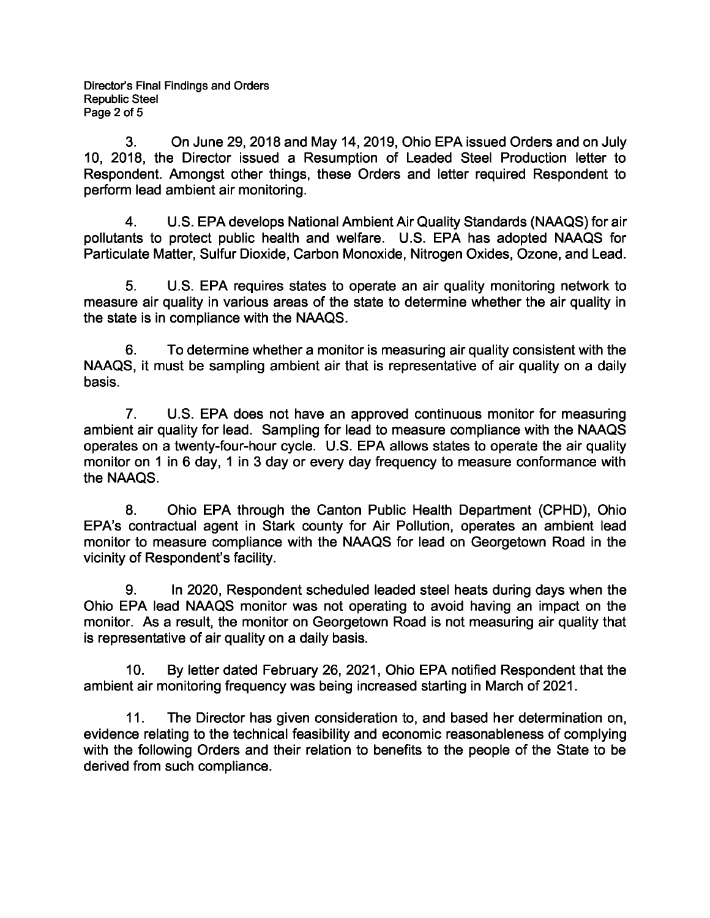3. On June 29, 2018 and May 14, 2019, Ohio EPA issued Orders and on July 10, 2018, the Director issued a Resumption of Leaded Steel Production letter to Respondent. Amongst other things, these Orders and letter required Respondent to perform lead ambient air monitoring.

4. U.S. EPA develops National Ambient Air Quality Standards (NAAQS) for air pollutants to protect public health and welfare. U.S. EPA has adopted NAAQS for Particulate Matter, Sulfur Dioxide, Carbon Monoxide, Nitrogen Oxides, Ozone, and Lead.

5. U.S. EPA requires states to operate an air quality monitoring network to measure air quality in various areas of the state to determine whether the air quality in the state is in compliance with the NAAQS.

6. To determine whether a monitor is measuring air quality consistent with the NAAQS, it must be sampling ambient air that is representative of air quality on a daily basis.

7. U.S. EPA does not have an approved continuous monitor for measuring ambient air quality for lead. Sampling for lead to measure compliance with the NAAQS operates on a twenty-four-hour cycle. U.S. EPA allows states to operate the air quality monitor on 1 in 6 day, 1 in 3 day or every day frequency to measure conformance with the NAAQS.

8. Ohio EPA through the Canton Public Health Department (CPHD), Ohio EPA's contractual agent in Stark county for Air Pollution, operates an ambient lead monitor to measure compliance with the NAAQS for lead on Georgetown Road in the vicinity of Respondent's facility.

9. In 2020, Respondent scheduled leaded steel heats during days when the Ohio EPA lead NAAQS monitor was not operating to avoid having an impact on the monitor. As a result, the monitor on Georgetown Road is not measuring air quality that is representative of air quality on a daily basis.

10. By letter dated February 26, 2021, Ohio EPA notified Respondent that the ambient air monitoring frequency was being increased starting in March of 2021.

11. The Director has given consideration to, and based her determination on, evidence relating to the technical feasibility and economic reasonableness of complying with the following Orders and their relation to benefits to the people of the State to be derived from such compliance.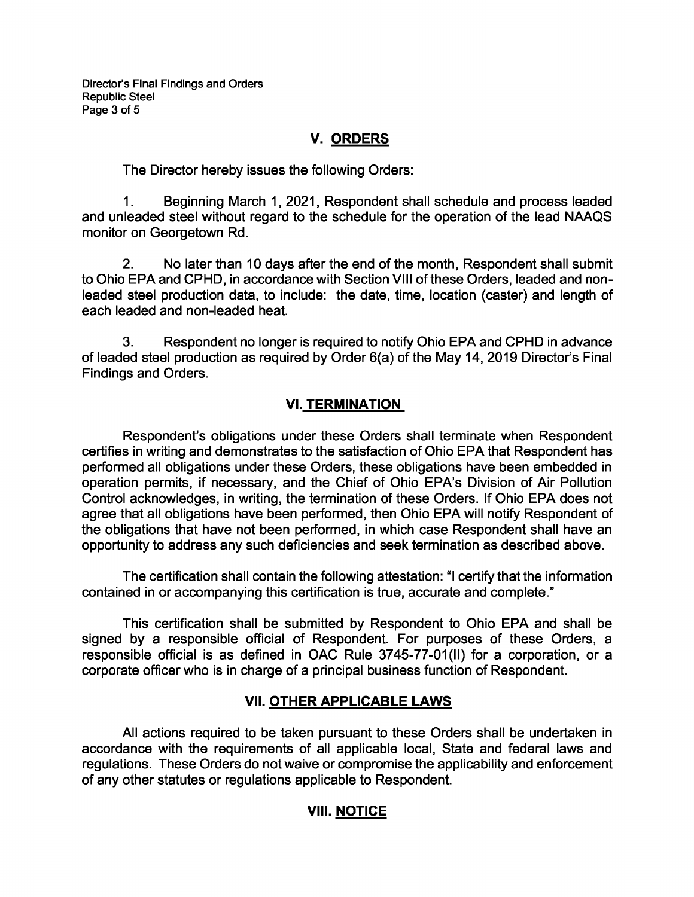## V. ORDERS

The Director hereby issues the following Orders:

1. Beginning March 1, 2021, Respondent shall schedule and process leaded and unleaded steel without regard to the schedule for the operation of the lead NAAQS monitor on Georgetown Rd.

2. No later than 10 days after the end of the month, Respondent shall submit to Ohio EPA and CPHD, in accordance with Section VIII of these Orders, leaded and non-leaded steel production data, to include: the date, time, location (caster) and length of each leaded and non-leaded heat.

3. Respondent no longer is required to notify Ohio EPA and CPHD in advance of leaded steel production as required by Order 6(a) of the May 14, 2019 Director's Final Findings and Orders.

## VI. TERMINATION

Respondent's obligations under these Orders shall terminate when Respondent certifies in writing and demonstrates to the satisfaction of Ohio EPA that Respondent has performed all obligations under these Orders, these obligations have been embedded in operation permits, if necessary, and the Chief of Ohio EPA's Division of Air Pollution Control acknowledges, in writing, the termination of these Orders. If Ohio EPA does not agree that all obligations have been performed, then Ohio EPA will notify Respondent of the obligations that have not been performed, in which case Respondent shall have an opportunity to address any such deficiencies and seek termination as described above.

The certification shall contain the following attestation: "I certify that the information contained in or accompanying this certification is true, accurate and complete."

This certification shall be submitted by Respondent to Ohio EPA and shall be signed by a responsible official of Respondent. For purposes of these Orders, a responsible official is as defined in OAC Rule 3745-77-01(II) for a corporation, or a corporate officer who is in charge of a principal business function of Respondent.

## VII. OTHER APPLICABLE LAWS

All actions required to be taken pursuant to these Orders shall be undertaken in accordance with the requirements of all applicable local, State and federal laws and regulations. These Orders do not waive or compromise the applicability and enforcement of any other statutes or regulations applicable to Respondent.

## VIII. NOTICE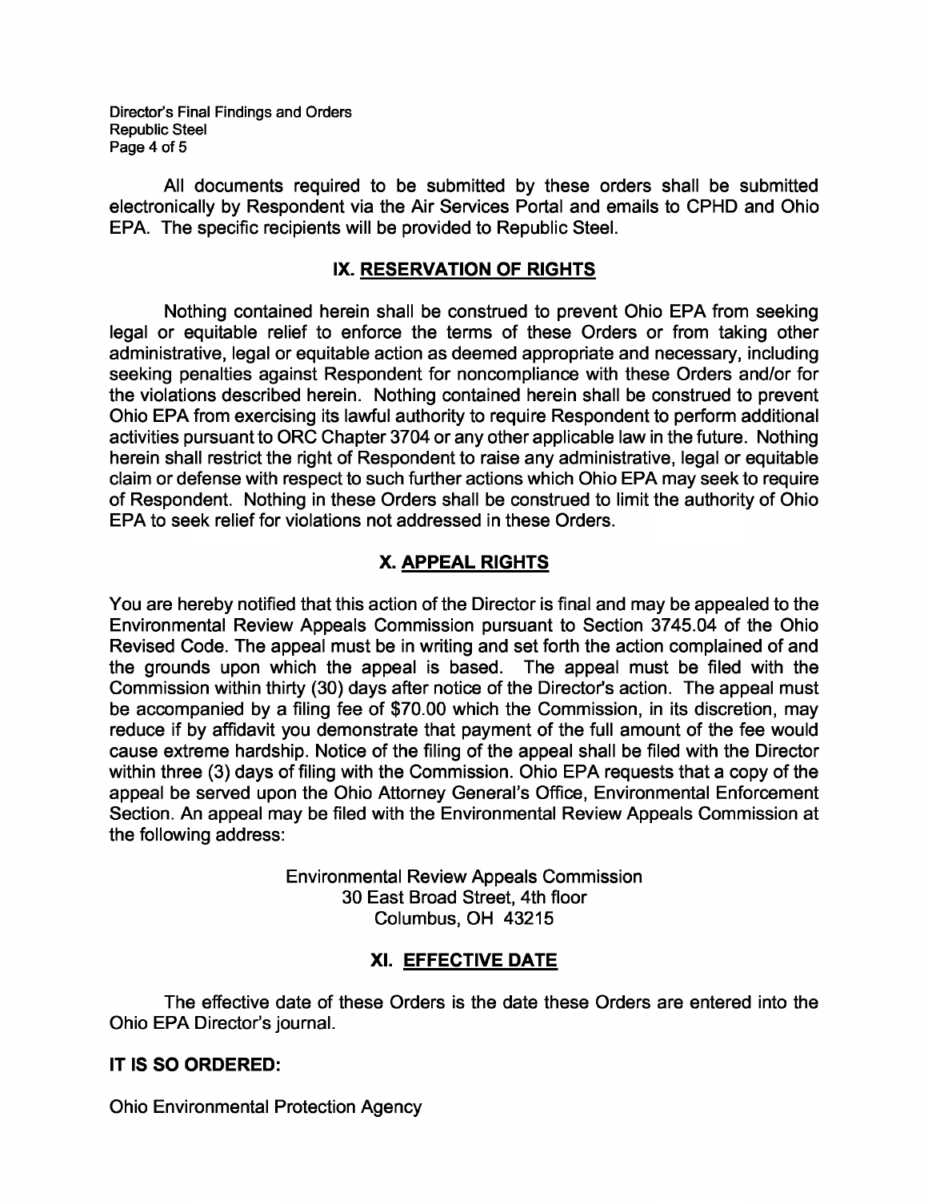All documents required to be submitted by these orders shall be submitted electronically by Respondent via the Air Services Portal and emails to CPHD and Ohio EPA. The specific recipients will be provided to Republic Steel.

## IX. RESERVATION OF RIGHTS

Nothing contained herein shall be construed to prevent Ohio EPA from seeking legal or equitable relief to enforce the terms of these Orders or from taking other administrative, legal or equitable action as deemed appropriate and necessary, including seeking penalties against Respondent for noncompliance with these Orders and/or for the violations described herein. Nothing contained herein shall be construed to prevent Ohio EPA from exercising its lawful authority to require Respondent to perform additional activities pursuant to ORC Chapter 3704 or any other applicable law in the future. Nothing herein shall restrict the right of Respondent to raise any administrative, legal or equitable claim or defense with respect to such further actions which Ohio EPA may seek to require of Respondent. Nothing in these Orders shall be construed to limit the authority of Ohio EPA to seek relief for violations not addressed in these Orders.

## X. APPEAL RIGHTS

You are hereby notified that this action of the Director is final and may be appealed to the Environmental Review Appeals Commission pursuant to Section 3745.04 of the Ohio Revised Code. The appeal must be in writing and set forth the action complained of and the grounds upon which the appeal is based. The appeal must be filed with the Commission within thirty (30) days after notice of the Director's action. The appeal must be accompanied by a filing fee of $70.00 which the Commission, in its discretion, may reduce if by affidavit you demonstrate that payment of the full amount of the fee would cause extreme hardship. Notice of the filing of the appeal shall be filed with the Director within three (3) days of filing with the Commission. Ohio EPA requests that a copy of the appeal be served upon the Ohio Attorney General's Office, Environmental Enforcement Section. An appeal may be filed with the Environmental Review Appeals Commission at the following address:

Environmental Review Appeals Commission
30 East Broad Street, 4th floor
Columbus, OH 43215

## XI. EFFECTIVE DATE

The effective date of these Orders is the date these Orders are entered into the Ohio EPA Director's journal.

**IT IS SO ORDERED:**

Ohio Environmental Protection Agency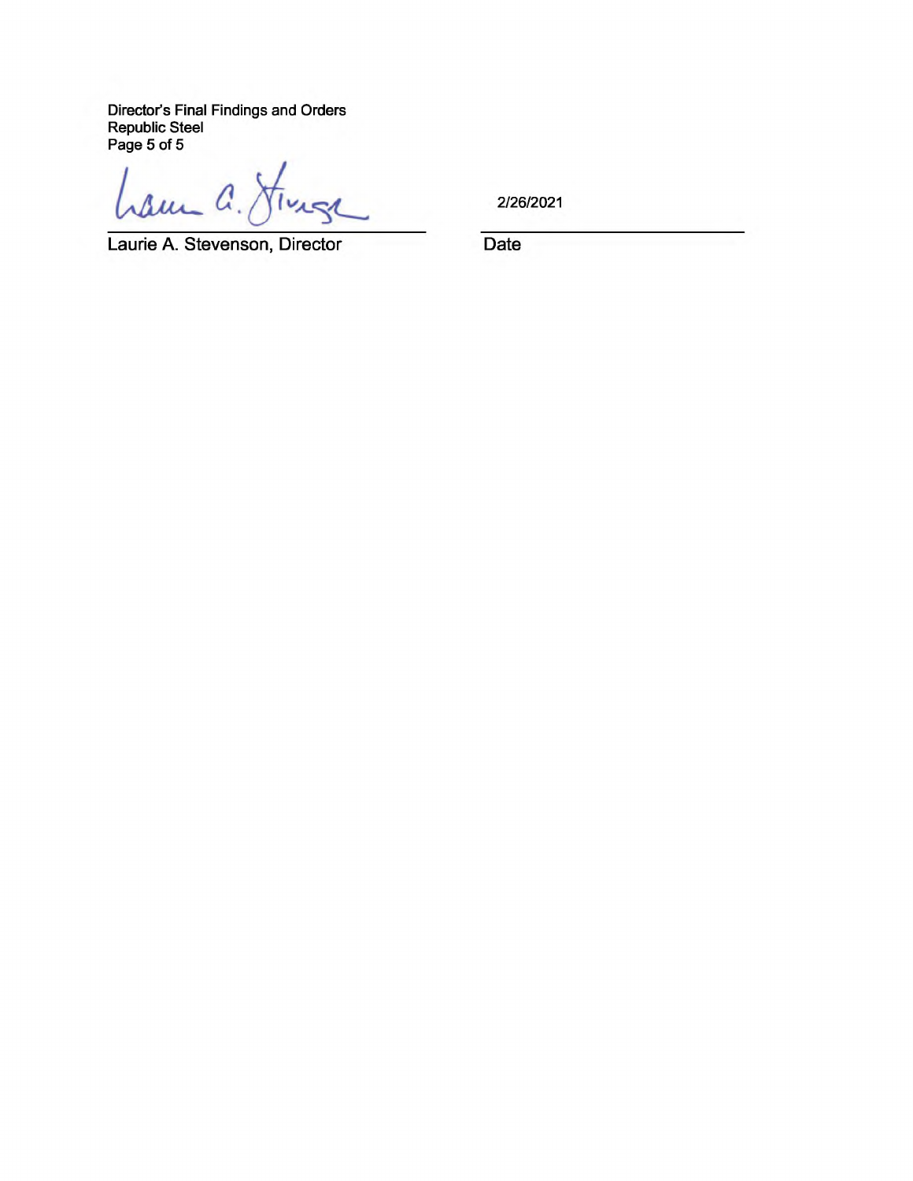Laurie A. Stevenson, Director

2/26/2021

Date